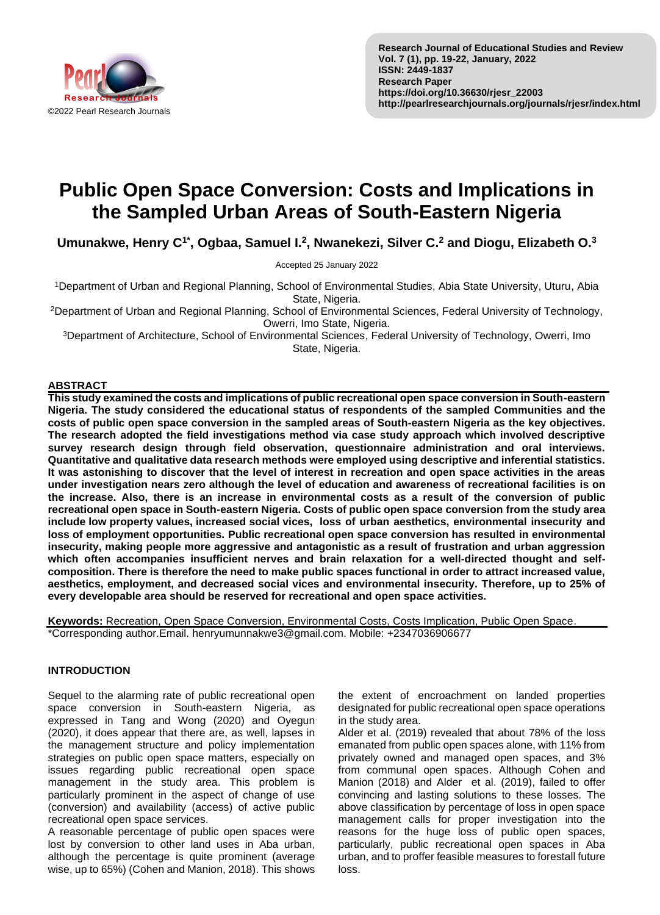# Public Open Space Conversion: Costs and Implications in the Sampled Urban Areas of South-Eastern Nigeria

**Umunakwe, Henry C[1*], Ogbaa, Samuel I.[2], Nwanekezi, Silver C.[2] and Diogu, Elizabeth O.[3]**

Accepted 25 January 2022

[1]Department of Urban and Regional Planning, School of Environmental Studies, Abia State University, Uturu, Abia State, Nigeria.

[2]Department of Urban and Regional Planning, School of Environmental Sciences, Federal University of Technology, Owerri, Imo State, Nigeria.

[3]Department of Architecture, School of Environmental Sciences, Federal University of Technology, Owerri, Imo State, Nigeria.

## ABSTRACT

**This study examined the costs and implications of public recreational open space conversion in South-eastern Nigeria. The study considered the educational status of respondents of the sampled Communities and the costs of public open space conversion in the sampled areas of South-eastern Nigeria as the key objectives. The research adopted the field investigations method via case study approach which involved descriptive survey research design through field observation, questionnaire administration and oral interviews. Quantitative and qualitative data research methods were employed using descriptive and inferential statistics. It was astonishing to discover that the level of interest in recreation and open space activities in the areas under investigation nears zero although the level of education and awareness of recreational facilities is on the increase. Also, there is an increase in environmental costs as a result of the conversion of public recreational open space in South-eastern Nigeria. Costs of public open space conversion from the study area include low property values, increased social vices, loss of urban aesthetics, environmental insecurity and loss of employment opportunities. Public recreational open space conversion has resulted in environmental insecurity, making people more aggressive and antagonistic as a result of frustration and urban aggression which often accompanies insufficient nerves and brain relaxation for a well-directed thought and self-composition. There is therefore the need to make public spaces functional in order to attract increased value, aesthetics, employment, and decreased social vices and environmental insecurity. Therefore, up to 25% of every developable area should be reserved for recreational and open space activities.**

**Keywords:** Recreation, Open Space Conversion, Environmental Costs, Costs Implication, Public Open Space.

*Corresponding author.Email. henryumunnakwe3@gmail.com. Mobile: +2347036906677

## INTRODUCTION

Sequel to the alarming rate of public recreational open space conversion in South-eastern Nigeria, as expressed in Tang and Wong (2020) and Oyegun (2020), it does appear that there are, as well, lapses in the management structure and policy implementation strategies on public open space matters, especially on issues regarding public recreational open space management in the study area. This problem is particularly prominent in the aspect of change of use (conversion) and availability (access) of active public recreational open space services.

A reasonable percentage of public open spaces were lost by conversion to other land uses in Aba urban, although the percentage is quite prominent (average wise, up to 65%) (Cohen and Manion, 2018). This shows the extent of encroachment on landed properties designated for public recreational open space operations in the study area.

Alder et al. (2019) revealed that about 78% of the loss emanated from public open spaces alone, with 11% from privately owned and managed open spaces, and 3% from communal open spaces. Although Cohen and Manion (2018) and Alder et al. (2019), failed to offer convincing and lasting solutions to these losses. The above classification by percentage of loss in open space management calls for proper investigation into the reasons for the huge loss of public open spaces, particularly, public recreational open spaces in Aba urban, and to proffer feasible measures to forestall future loss.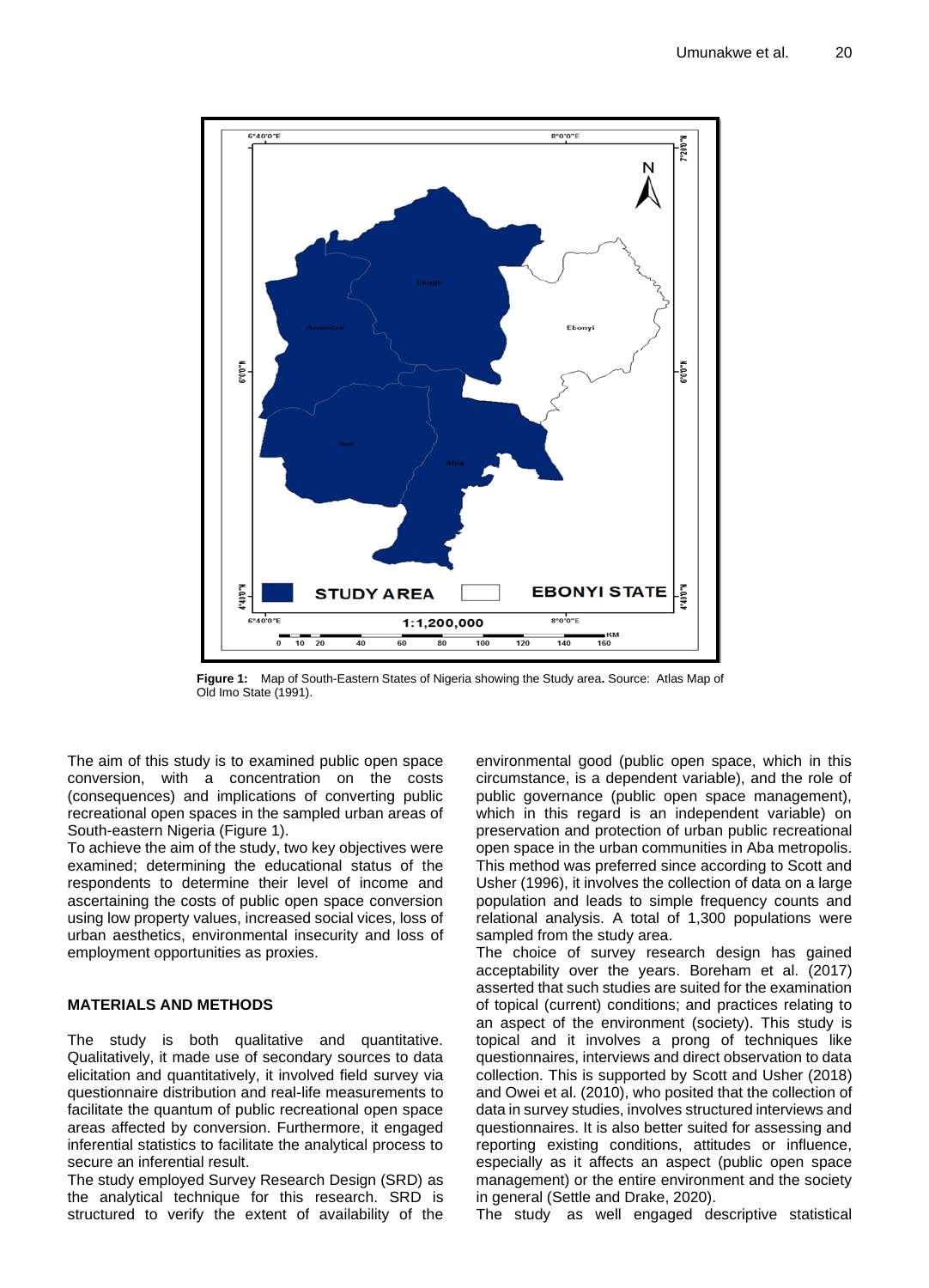**Figure 1:** Map of South-Eastern States of Nigeria showing the Study area. Source: Atlas Map of Old Imo State (1991).

The aim of this study is to examined public open space conversion, with a concentration on the costs (consequences) and implications of converting public recreational open spaces in the sampled urban areas of South-eastern Nigeria (Figure 1).

To achieve the aim of the study, two key objectives were examined; determining the educational status of the respondents to determine their level of income and ascertaining the costs of public open space conversion using low property values, increased social vices, loss of urban aesthetics, environmental insecurity and loss of employment opportunities as proxies.

## MATERIALS AND METHODS

The study is both qualitative and quantitative. Qualitatively, it made use of secondary sources to data elicitation and quantitatively, it involved field survey via questionnaire distribution and real-life measurements to facilitate the quantum of public recreational open space areas affected by conversion. Furthermore, it engaged inferential statistics to facilitate the analytical process to secure an inferential result.

The study employed Survey Research Design (SRD) as the analytical technique for this research. SRD is structured to verify the extent of availability of the environmental good (public open space, which in this circumstance, is a dependent variable), and the role of public governance (public open space management), which in this regard is an independent variable) on preservation and protection of urban public recreational open space in the urban communities in Aba metropolis. This method was preferred since according to Scott and Usher (1996), it involves the collection of data on a large population and leads to simple frequency counts and relational analysis. A total of 1,300 populations were sampled from the study area.

The choice of survey research design has gained acceptability over the years. Boreham et al. (2017) asserted that such studies are suited for the examination of topical (current) conditions; and practices relating to an aspect of the environment (society). This study is topical and it involves a prong of techniques like questionnaires, interviews and direct observation to data collection. This is supported by Scott and Usher (2018) and Owei et al. (2010), who posited that the collection of data in survey studies, involves structured interviews and questionnaires. It is also better suited for assessing and reporting existing conditions, attitudes or influence, especially as it affects an aspect (public open space management) or the entire environment and the society in general (Settle and Drake, 2020).

The study as well engaged descriptive statistical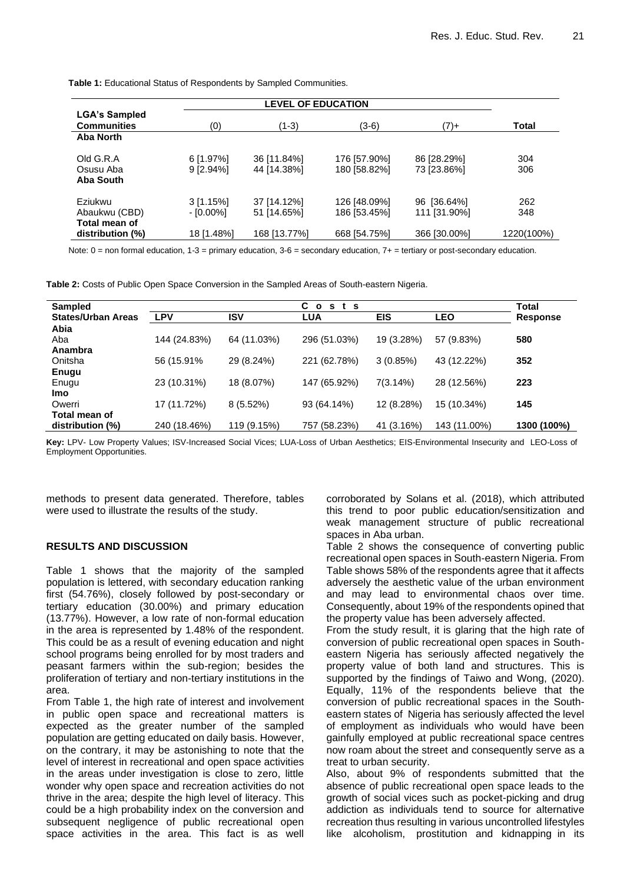**Table 1:** Educational Status of Respondents by Sampled Communities.

| LGA's Sampled Communities | LEVEL OF EDUCATION | | | | Total |
|---|---|---|---|---|---|
| | (0) | (1-3) | (3-6) | (7)+ | |
| **Aba North** | | | | | |
| Old G.R.A | 6 [1.97%] | 36 [11.84%] | 176 [57.90%] | 86 [28.29%] | 304 |
| Osusu Aba | 9 [2.94%] | 44 [14.38%] | 180 [58.82%] | 73 [23.86%] | 306 |
| **Aba South** | | | | | |
| Eziukwu | 3 [1.15%] | 37 [14.12%] | 126 [48.09%] | 96 [36.64%] | 262 |
| Abaukwu (CBD) | - [0.00%] | 51 [14.65%] | 186 [53.45%] | 111 [31.90%] | 348 |
| **Total mean of distribution (%)** | 18 [1.48%] | 168 [13.77%] | 668 [54.75%] | 366 [30.00%] | 1220(100%) |

Note: 0 = non formal education, 1-3 = primary education, 3-6 = secondary education, 7+ = tertiary or post-secondary education.

**Table 2:** Costs of Public Open Space Conversion in the Sampled Areas of South-eastern Nigeria.

| Sampled States/Urban Areas | Costs | | | | | Total Response |
|---|---|---|---|---|---|---|
| | LPV | ISV | LUA | EIS | LEO | |
| **Abia** | | | | | | |
| Aba | 144 (24.83%) | 64 (11.03%) | 296 (51.03%) | 19 (3.28%) | 57 (9.83%) | **580** |
| **Anambra** | | | | | | |
| Onitsha | 56 (15.91% | 29 (8.24%) | 221 (62.78%) | 3 (0.85%) | 43 (12.22%) | **352** |
| **Enugu** | | | | | | |
| Enugu | 23 (10.31%) | 18 (8.07%) | 147 (65.92%) | 7(3.14%) | 28 (12.56%) | **223** |
| **Imo** | | | | | | |
| Owerri | 17 (11.72%) | 8 (5.52%) | 93 (64.14%) | 12 (8.28%) | 15 (10.34%) | **145** |
| **Total mean of distribution (%)** | 240 (18.46%) | 119 (9.15%) | 757 (58.23%) | 41 (3.16%) | 143 (11.00%) | **1300 (100%)** |

**Key:** LPV- Low Property Values; ISV-Increased Social Vices; LUA-Loss of Urban Aesthetics; EIS-Environmental Insecurity and LEO-Loss of Employment Opportunities.

methods to present data generated. Therefore, tables were used to illustrate the results of the study.

## RESULTS AND DISCUSSION

Table 1 shows that the majority of the sampled population is lettered, with secondary education ranking first (54.76%), closely followed by post-secondary or tertiary education (30.00%) and primary education (13.77%). However, a low rate of non-formal education in the area is represented by 1.48% of the respondent. This could be as a result of evening education and night school programs being enrolled for by most traders and peasant farmers within the sub-region; besides the proliferation of tertiary and non-tertiary institutions in the area.

From Table 1, the high rate of interest and involvement in public open space and recreational matters is expected as the greater number of the sampled population are getting educated on daily basis. However, on the contrary, it may be astonishing to note that the level of interest in recreational and open space activities in the areas under investigation is close to zero, little wonder why open space and recreation activities do not thrive in the area; despite the high level of literacy. This could be a high probability index on the conversion and subsequent negligence of public recreational open space activities in the area. This fact is as well corroborated by Solans et al. (2018), which attributed this trend to poor public education/sensitization and weak management structure of public recreational spaces in Aba urban.

Table 2 shows the consequence of converting public recreational open spaces in South-eastern Nigeria. From Table shows 58% of the respondents agree that it affects adversely the aesthetic value of the urban environment and may lead to environmental chaos over time. Consequently, about 19% of the respondents opined that the property value has been adversely affected.

From the study result, it is glaring that the high rate of conversion of public recreational open spaces in South-eastern Nigeria has seriously affected negatively the property value of both land and structures. This is supported by the findings of Taiwo and Wong, (2020). Equally, 11% of the respondents believe that the conversion of public recreational spaces in the South-eastern states of Nigeria has seriously affected the level of employment as individuals who would have been gainfully employed at public recreational space centres now roam about the street and consequently serve as a treat to urban security.

Also, about 9% of respondents submitted that the absence of public recreational open space leads to the growth of social vices such as pocket-picking and drug addiction as individuals tend to source for alternative recreation thus resulting in various uncontrolled lifestyles like alcoholism, prostitution and kidnapping in its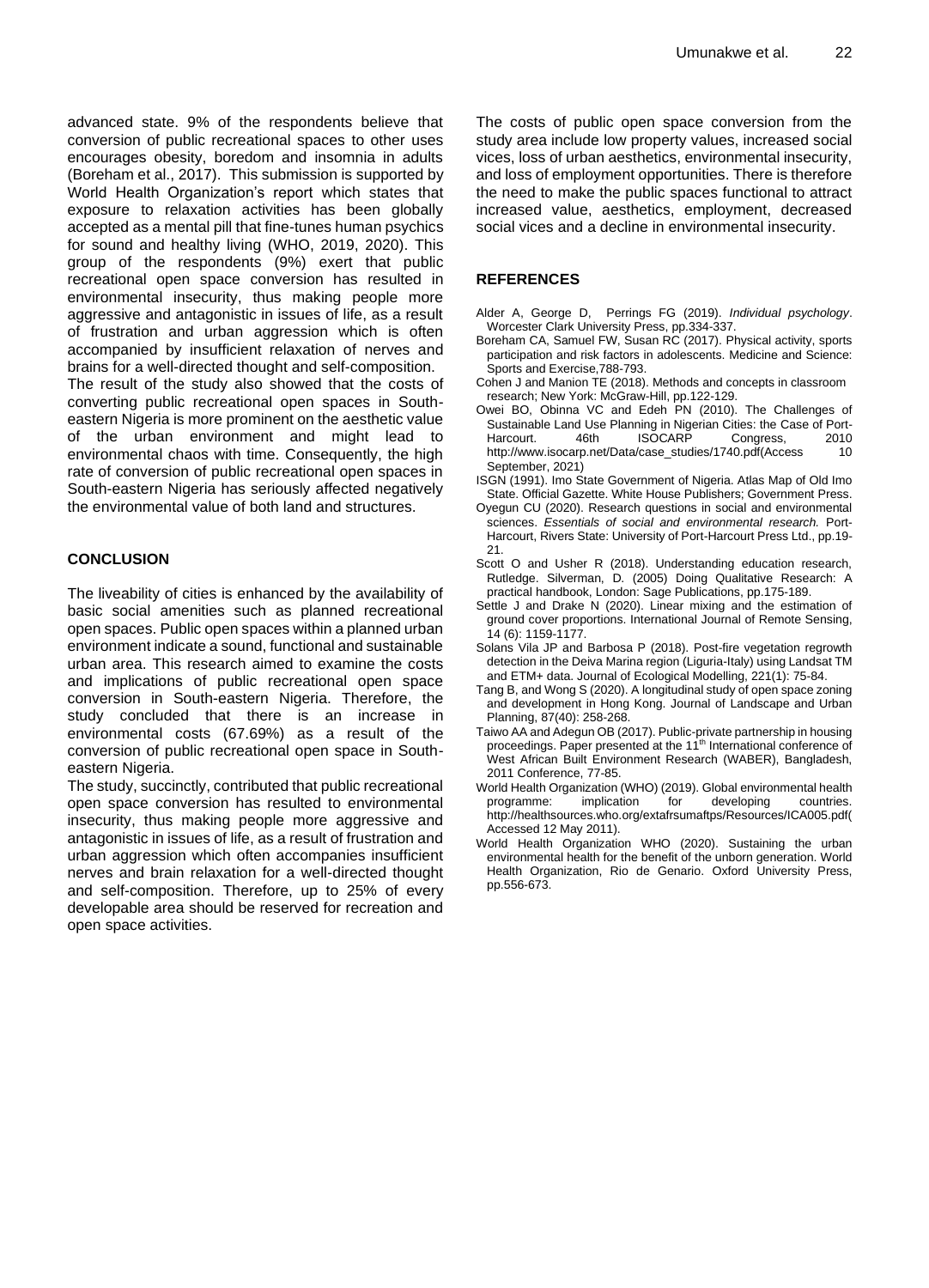advanced state. 9% of the respondents believe that conversion of public recreational spaces to other uses encourages obesity, boredom and insomnia in adults (Boreham et al., 2017). This submission is supported by World Health Organization's report which states that exposure to relaxation activities has been globally accepted as a mental pill that fine-tunes human psychics for sound and healthy living (WHO, 2019, 2020). This group of the respondents (9%) exert that public recreational open space conversion has resulted in environmental insecurity, thus making people more aggressive and antagonistic in issues of life, as a result of frustration and urban aggression which is often accompanied by insufficient relaxation of nerves and brains for a well-directed thought and self-composition.

The result of the study also showed that the costs of converting public recreational open spaces in South-eastern Nigeria is more prominent on the aesthetic value of the urban environment and might lead to environmental chaos with time. Consequently, the high rate of conversion of public recreational open spaces in South-eastern Nigeria has seriously affected negatively the environmental value of both land and structures.

## CONCLUSION

The liveability of cities is enhanced by the availability of basic social amenities such as planned recreational open spaces. Public open spaces within a planned urban environment indicate a sound, functional and sustainable urban area. This research aimed to examine the costs and implications of public recreational open space conversion in South-eastern Nigeria. Therefore, the study concluded that there is an increase in environmental costs (67.69%) as a result of the conversion of public recreational open space in South-eastern Nigeria.

The study, succinctly, contributed that public recreational open space conversion has resulted to environmental insecurity, thus making people more aggressive and antagonistic in issues of life, as a result of frustration and urban aggression which often accompanies insufficient nerves and brain relaxation for a well-directed thought and self-composition. Therefore, up to 25% of every developable area should be reserved for recreation and open space activities.

The costs of public open space conversion from the study area include low property values, increased social vices, loss of urban aesthetics, environmental insecurity, and loss of employment opportunities. There is therefore the need to make the public spaces functional to attract increased value, aesthetics, employment, decreased social vices and a decline in environmental insecurity.

## REFERENCES

Alder A, George D, Perrings FG (2019). *Individual psychology*. Worcester Clark University Press, pp.334-337.

Boreham CA, Samuel FW, Susan RC (2017). Physical activity, sports participation and risk factors in adolescents. Medicine and Science: Sports and Exercise,788-793.

Cohen J and Manion TE (2018). Methods and concepts in classroom research; New York: McGraw-Hill, pp.122-129.

Owei BO, Obinna VC and Edeh PN (2010). The Challenges of Sustainable Land Use Planning in Nigerian Cities: the Case of Port-Harcourt. 46th ISOCARP Congress, 2010 http://www.isocarp.net/Data/case_studies/1740.pdf(Access 10 September, 2021)

ISGN (1991). Imo State Government of Nigeria. Atlas Map of Old Imo State. Official Gazette. White House Publishers; Government Press.

Oyegun CU (2020). Research questions in social and environmental sciences. *Essentials of social and environmental research.* Port-Harcourt, Rivers State: University of Port-Harcourt Press Ltd., pp.19-21.

Scott O and Usher R (2018). Understanding education research, Rutledge. Silverman, D. (2005) Doing Qualitative Research: A practical handbook, London: Sage Publications, pp.175-189.

Settle J and Drake N (2020). Linear mixing and the estimation of ground cover proportions. International Journal of Remote Sensing, 14 (6): 1159-1177.

Solans Vila JP and Barbosa P (2018). Post-fire vegetation regrowth detection in the Deiva Marina region (Liguria-Italy) using Landsat TM and ETM+ data. Journal of Ecological Modelling, 221(1): 75-84.

Tang B, and Wong S (2020). A longitudinal study of open space zoning and development in Hong Kong. Journal of Landscape and Urban Planning, 87(40): 258-268.

Taiwo AA and Adegun OB (2017). Public-private partnership in housing proceedings. Paper presented at the 11th International conference of West African Built Environment Research (WABER), Bangladesh, 2011 Conference, 77-85.

World Health Organization (WHO) (2019). Global environmental health programme: implication for developing countries. http://healthsources.who.org/extafrsumaftps/Resources/ICA005.pdf( Accessed 12 May 2011).

World Health Organization WHO (2020). Sustaining the urban environmental health for the benefit of the unborn generation. World Health Organization, Rio de Genario. Oxford University Press, pp.556-673.